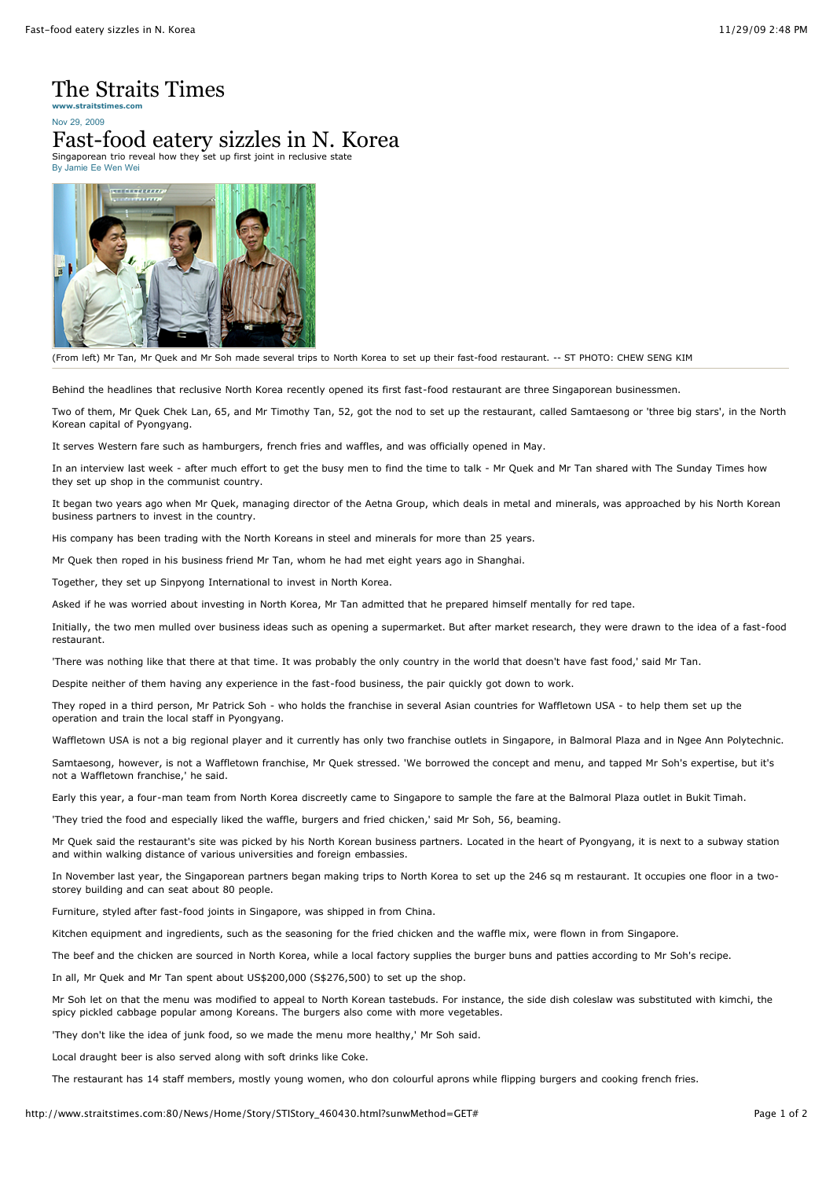# The Straits Times

www.straitstimes.com

Nov 29, 2009

## Fast-food eatery sizzles in N. Korea

Singaporean trio reveal how they set up first joint in reclusive state

By Jamie Ee Wen Wei

(From left) Mr Tan, Mr Quek and Mr Soh made several trips to North Korea to set up their fast-food restaurant. -- ST PHOTO: CHEW SENG KIM

Behind the headlines that reclusive North Korea recently opened its first fast-food restaurant are three Singaporean businessmen.

Two of them, Mr Quek Chek Lan, 65, and Mr Timothy Tan, 52, got the nod to set up the restaurant, called Samtaesong or 'three big stars', in the North Korean capital of Pyongyang.

It serves Western fare such as hamburgers, french fries and waffles, and was officially opened in May.

In an interview last week - after much effort to get the busy men to find the time to talk - Mr Quek and Mr Tan shared with The Sunday Times how they set up shop in the communist country.

It began two years ago when Mr Quek, managing director of the Aetna Group, which deals in metal and minerals, was approached by his North Korean business partners to invest in the country.

His company has been trading with the North Koreans in steel and minerals for more than 25 years.

Mr Quek then roped in his business friend Mr Tan, whom he had met eight years ago in Shanghai.

Together, they set up Sinpyong International to invest in North Korea.

Asked if he was worried about investing in North Korea, Mr Tan admitted that he prepared himself mentally for red tape.

Initially, the two men mulled over business ideas such as opening a supermarket. But after market research, they were drawn to the idea of a fast-food restaurant.

'There was nothing like that there at that time. It was probably the only country in the world that doesn't have fast food,' said Mr Tan.

Despite neither of them having any experience in the fast-food business, the pair quickly got down to work.

They roped in a third person, Mr Patrick Soh - who holds the franchise in several Asian countries for Waffletown USA - to help them set up the operation and train the local staff in Pyongyang.

Waffletown USA is not a big regional player and it currently has only two franchise outlets in Singapore, in Balmoral Plaza and in Ngee Ann Polytechnic.

Samtaesong, however, is not a Waffletown franchise, Mr Quek stressed. 'We borrowed the concept and menu, and tapped Mr Soh's expertise, but it's not a Waffletown franchise,' he said.

Early this year, a four-man team from North Korea discreetly came to Singapore to sample the fare at the Balmoral Plaza outlet in Bukit Timah.

'They tried the food and especially liked the waffle, burgers and fried chicken,' said Mr Soh, 56, beaming.

Mr Quek said the restaurant's site was picked by his North Korean business partners. Located in the heart of Pyongyang, it is next to a subway station and within walking distance of various universities and foreign embassies.

In November last year, the Singaporean partners began making trips to North Korea to set up the 246 sq m restaurant. It occupies one floor in a two-storey building and can seat about 80 people.

Furniture, styled after fast-food joints in Singapore, was shipped in from China.

Kitchen equipment and ingredients, such as the seasoning for the fried chicken and the waffle mix, were flown in from Singapore.

The beef and the chicken are sourced in North Korea, while a local factory supplies the burger buns and patties according to Mr Soh's recipe.

In all, Mr Quek and Mr Tan spent about US$200,000 (S$276,500) to set up the shop.

Mr Soh let on that the menu was modified to appeal to North Korean tastebuds. For instance, the side dish coleslaw was substituted with kimchi, the spicy pickled cabbage popular among Koreans. The burgers also come with more vegetables.

'They don't like the idea of junk food, so we made the menu more healthy,' Mr Soh said.

Local draught beer is also served along with soft drinks like Coke.

The restaurant has 14 staff members, mostly young women, who don colourful aprons while flipping burgers and cooking french fries.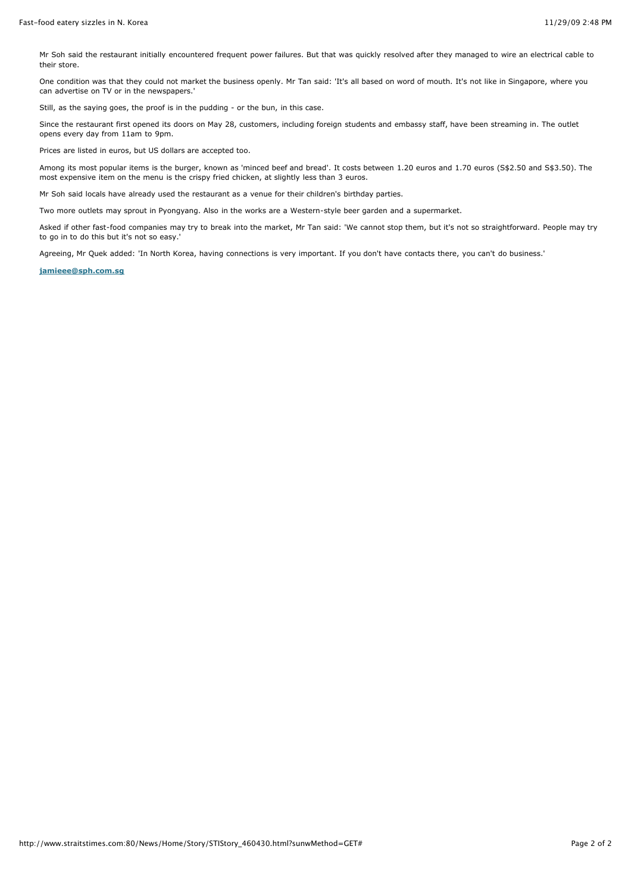Mr Soh said the restaurant initially encountered frequent power failures. But that was quickly resolved after they managed to wire an electrical cable to their store.

One condition was that they could not market the business openly. Mr Tan said: 'It's all based on word of mouth. It's not like in Singapore, where you can advertise on TV or in the newspapers.'

Still, as the saying goes, the proof is in the pudding - or the bun, in this case.

Since the restaurant first opened its doors on May 28, customers, including foreign students and embassy staff, have been streaming in. The outlet opens every day from 11am to 9pm.

Prices are listed in euros, but US dollars are accepted too.

Among its most popular items is the burger, known as 'minced beef and bread'. It costs between 1.20 euros and 1.70 euros (S$2.50 and S$3.50). The most expensive item on the menu is the crispy fried chicken, at slightly less than 3 euros.

Mr Soh said locals have already used the restaurant as a venue for their children's birthday parties.

Two more outlets may sprout in Pyongyang. Also in the works are a Western-style beer garden and a supermarket.

Asked if other fast-food companies may try to break into the market, Mr Tan said: 'We cannot stop them, but it's not so straightforward. People may try to go in to do this but it's not so easy.'

Agreeing, Mr Quek added: 'In North Korea, having connections is very important. If you don't have contacts there, you can't do business.'

**jamieee@sph.com.sg**